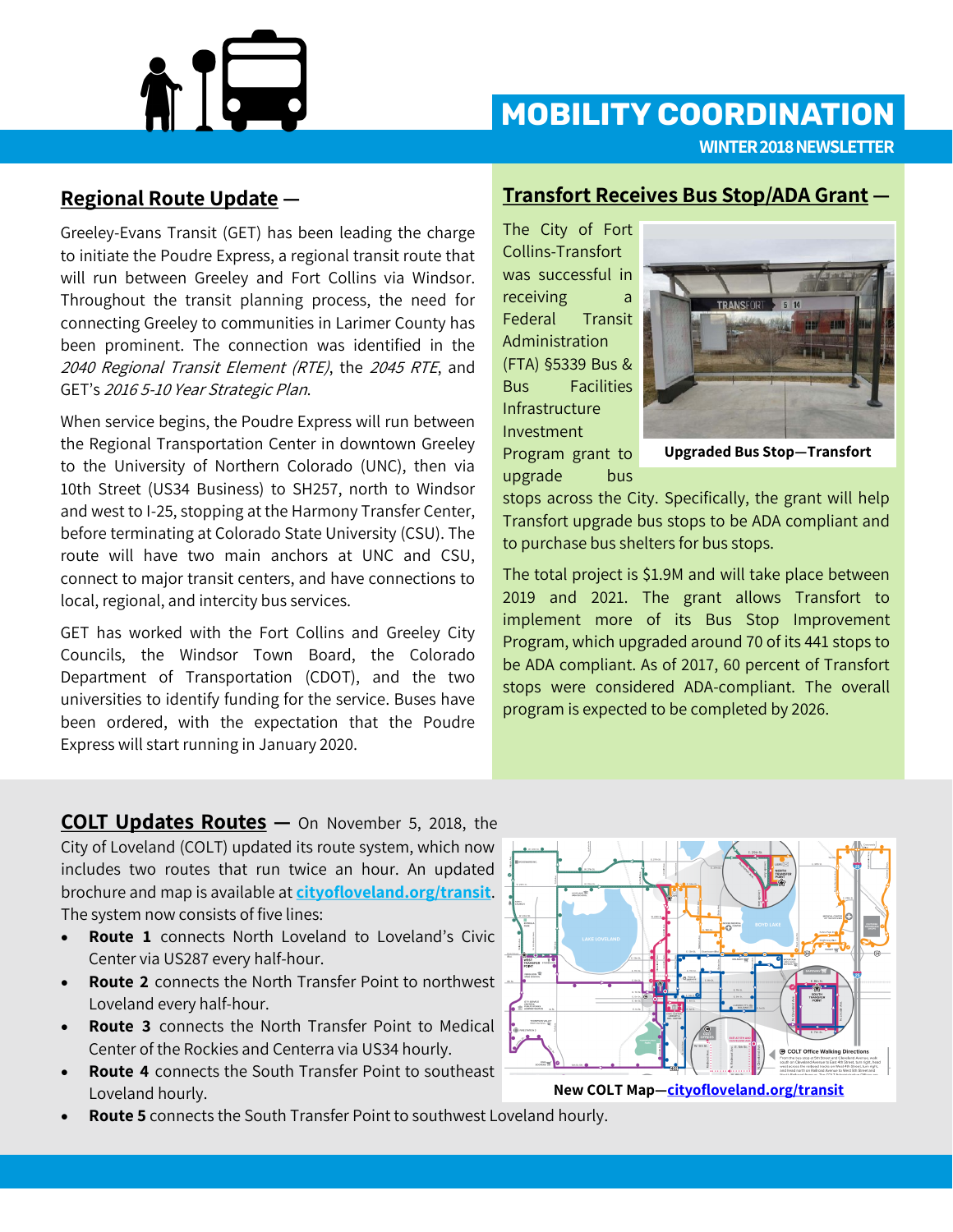# MOBILITY COORDINATION

WINTER 2018 NEWSLETTER

## Regional Route Update —

Greeley-Evans Transit (GET) has been leading the charge to initiate the Poudre Express, a regional transit route that will run between Greeley and Fort Collins via Windsor. Throughout the transit planning process, the need for connecting Greeley to communities in Larimer County has been prominent. The connection was identified in the *2040 Regional Transit Element (RTE)*, the *2045 RTE*, and GET's *2016 5-10 Year Strategic Plan*.

When service begins, the Poudre Express will run between the Regional Transportation Center in downtown Greeley to the University of Northern Colorado (UNC), then via 10th Street (US34 Business) to SH257, north to Windsor and west to I-25, stopping at the Harmony Transfer Center, before terminating at Colorado State University (CSU). The route will have two main anchors at UNC and CSU, connect to major transit centers, and have connections to local, regional, and intercity bus services.

GET has worked with the Fort Collins and Greeley City Councils, the Windsor Town Board, the Colorado Department of Transportation (CDOT), and the two universities to identify funding for the service. Buses have been ordered, with the expectation that the Poudre Express will start running in January 2020.

## Transfort Receives Bus Stop/ADA Grant —

The City of Fort Collins-Transfort was successful in receiving a Federal Transit Administration (FTA) §5339 Bus & Bus Facilities Infrastructure Investment Program grant to upgrade bus stops across the City. Specifically, the grant will help Transfort upgrade bus stops to be ADA compliant and to purchase bus shelters for bus stops.

**Upgraded Bus Stop—Transfort**

The total project is $1.9M and will take place between 2019 and 2021. The grant allows Transfort to implement more of its Bus Stop Improvement Program, which upgraded around 70 of its 441 stops to be ADA compliant. As of 2017, 60 percent of Transfort stops were considered ADA-compliant. The overall program is expected to be completed by 2026.

## COLT Updates Routes —

On November 5, 2018, the City of Loveland (COLT) updated its route system, which now includes two routes that run twice an hour. An updated brochure and map is available at **cityofloveland.org/transit**. The system now consists of five lines:

- **Route 1** connects North Loveland to Loveland's Civic Center via US287 every half-hour.
- **Route 2** connects the North Transfer Point to northwest Loveland every half-hour.
- **Route 3** connects the North Transfer Point to Medical Center of the Rockies and Centerra via US34 hourly.
- **Route 4** connects the South Transfer Point to southeast Loveland hourly.
- **Route 5** connects the South Transfer Point to southwest Loveland hourly.

**New COLT Map—cityofloveland.org/transit**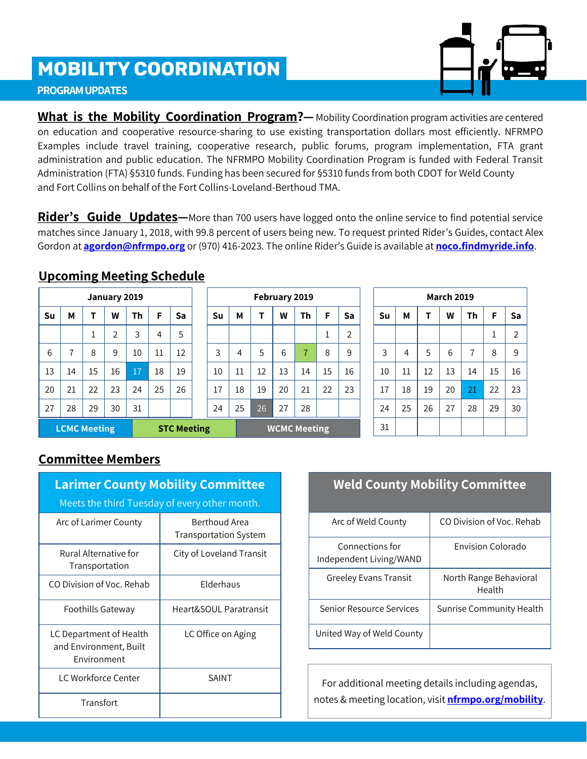# MOBILITY COORDINATION

**PROGRAM UPDATES**

**What is the Mobility Coordination Program?—** Mobility Coordination program activities are centered on education and cooperative resource-sharing to use existing transportation dollars most efficiently. NFRMPO Examples include travel training, cooperative research, public forums, program implementation, FTA grant administration and public education. The NFRMPO Mobility Coordination Program is funded with Federal Transit Administration (FTA) §5310 funds. Funding has been secured for §5310 funds from both CDOT for Weld County and Fort Collins on behalf of the Fort Collins-Loveland-Berthoud TMA.

**Rider's Guide Updates—** More than 700 users have logged onto the online service to find potential service matches since January 1, 2018, with 99.8 percent of users being new. To request printed Rider's Guides, contact Alex Gordon at **agordon@nfrmpo.org** or (970) 416-2023. The online Rider's Guide is available at **noco.findmyride.info**.

## Upcoming Meeting Schedule

**January 2019**

| Su | M | T | W | Th | F | Sa |
|---|---|---|---|---|---|---|
| | | 1 | 2 | 3 | 4 | 5 |
| 6 | 7 | 8 | 9 | 10 | 11 | 12 |
| 13 | 14 | 15 | 16 | 17 | 18 | 19 |
| 20 | 21 | 22 | 23 | 24 | 25 | 26 |
| 27 | 28 | 29 | 30 | 31 | | |

**February 2019**

| Su | M | T | W | Th | F | Sa |
|---|---|---|---|---|---|---|
| | | | | | 1 | 2 |
| 3 | 4 | 5 | 6 | 7 | 8 | 9 |
| 10 | 11 | 12 | 13 | 14 | 15 | 16 |
| 17 | 18 | 19 | 20 | 21 | 22 | 23 |
| 24 | 25 | 26 | 27 | 28 | | |

**March 2019**

| Su | M | T | W | Th | F | Sa |
|---|---|---|---|---|---|---|
| | | | | | 1 | 2 |
| 3 | 4 | 5 | 6 | 7 | 8 | 9 |
| 10 | 11 | 12 | 13 | 14 | 15 | 16 |
| 17 | 18 | 19 | 20 | 21 | 22 | 23 |
| 24 | 25 | 26 | 27 | 28 | 29 | 30 |
| 31 | | | | | | |

LCMC Meeting (January 17, March 21) | STC Meeting (February 7) | WCMC Meeting (February 26)

## Committee Members

| Larimer County Mobility Committee<br>Meets the third Tuesday of every other month. | |
|---|---|
| Arc of Larimer County | Berthoud Area Transportation System |
| Rural Alternative for Transportation | City of Loveland Transit |
| CO Division of Voc. Rehab | Elderhaus |
| Foothills Gateway | Heart&SOUL Paratransit |
| LC Department of Health and Environment, Built Environment | LC Office on Aging |
| LC Workforce Center | SAINT |
| Transfort | |

| Weld County Mobility Committee | |
|---|---|
| Arc of Weld County | CO Division of Voc. Rehab |
| Connections for Independent Living/WAND | Envision Colorado |
| Greeley Evans Transit | North Range Behavioral Health |
| Senior Resource Services | Sunrise Community Health |
| United Way of Weld County | |

For additional meeting details including agendas, notes & meeting location, visit **nfrmpo.org/mobility**.